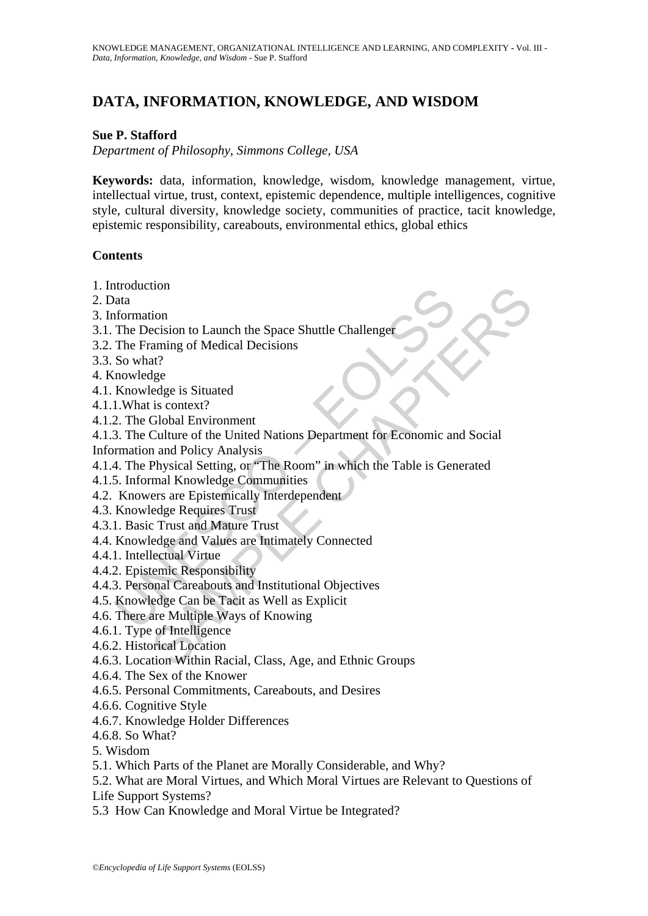# DATA, INFORMATION, KNOWLEDGE, AND WISDOM

**Sue P. Stafford**

*Department of Philosophy, Simmons College, USA*

**Keywords:** data, information, knowledge, wisdom, knowledge management, virtue, intellectual virtue, trust, context, epistemic dependence, multiple intelligences, cognitive style, cultural diversity, knowledge society, communities of practice, tacit knowledge, epistemic responsibility, careabouts, environmental ethics, global ethics

**Contents**

1. Introduction
2. Data
3. Information
3.1. The Decision to Launch the Space Shuttle Challenger
3.2. The Framing of Medical Decisions
3.3. So what?
4. Knowledge
4.1. Knowledge is Situated
4.1.1. What is context?
4.1.2. The Global Environment
4.1.3. The Culture of the United Nations Department for Economic and Social Information and Policy Analysis
4.1.4. The Physical Setting, or "The Room" in which the Table is Generated
4.1.5. Informal Knowledge Communities
4.2. Knowers are Epistemically Interdependent
4.3. Knowledge Requires Trust
4.3.1. Basic Trust and Mature Trust
4.4. Knowledge and Values are Intimately Connected
4.4.1. Intellectual Virtue
4.4.2. Epistemic Responsibility
4.4.3. Personal Careabouts and Institutional Objectives
4.5. Knowledge Can be Tacit as Well as Explicit
4.6. There are Multiple Ways of Knowing
4.6.1. Type of Intelligence
4.6.2. Historical Location
4.6.3. Location Within Racial, Class, Age, and Ethnic Groups
4.6.4. The Sex of the Knower
4.6.5. Personal Commitments, Careabouts, and Desires
4.6.6. Cognitive Style
4.6.7. Knowledge Holder Differences
4.6.8. So What?
5. Wisdom
5.1. Which Parts of the Planet are Morally Considerable, and Why?
5.2. What are Moral Virtues, and Which Moral Virtues are Relevant to Questions of Life Support Systems?
5.3 How Can Knowledge and Moral Virtue be Integrated?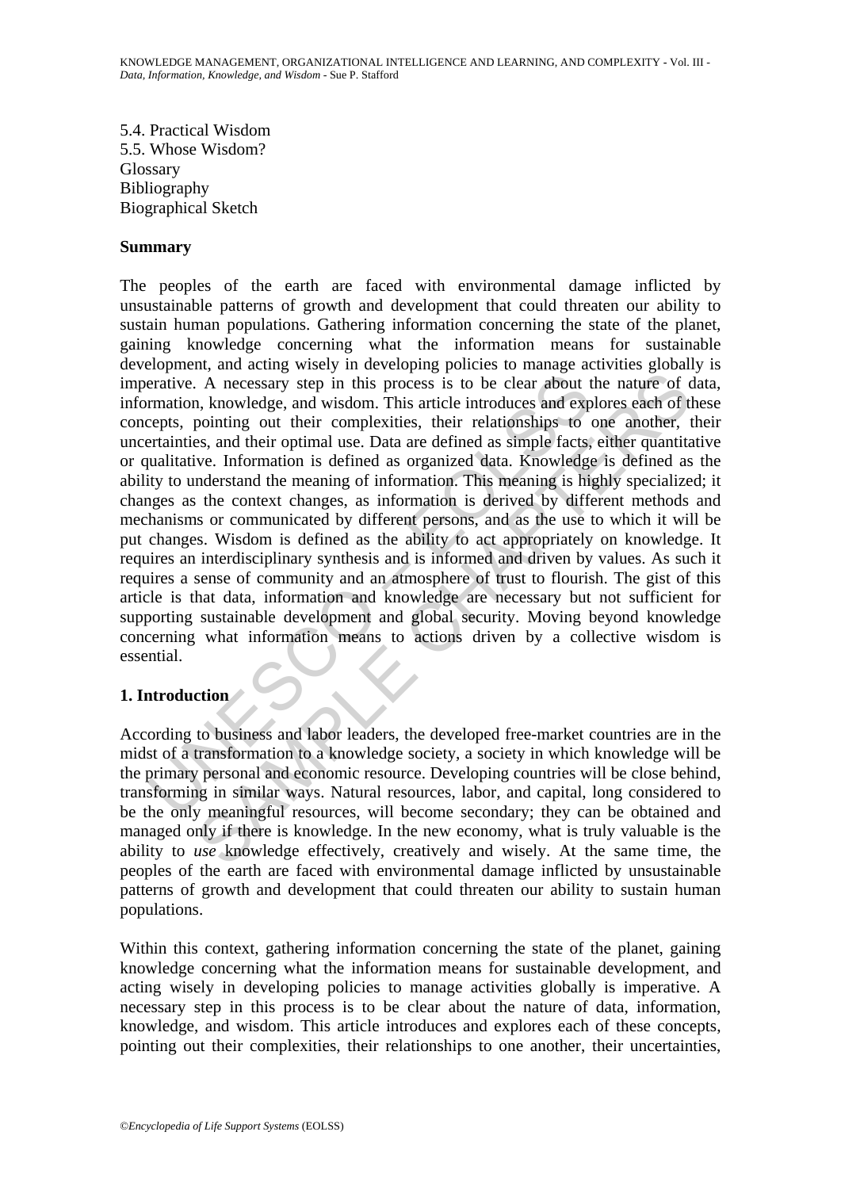5.4. Practical Wisdom
5.5. Whose Wisdom?
Glossary
Bibliography
Biographical Sketch

**Summary**

The peoples of the earth are faced with environmental damage inflicted by unsustainable patterns of growth and development that could threaten our ability to sustain human populations. Gathering information concerning the state of the planet, gaining knowledge concerning what the information means for sustainable development, and acting wisely in developing policies to manage activities globally is imperative. A necessary step in this process is to be clear about the nature of data, information, knowledge, and wisdom. This article introduces and explores each of these concepts, pointing out their complexities, their relationships to one another, their uncertainties, and their optimal use. Data are defined as simple facts, either quantitative or qualitative. Information is defined as organized data. Knowledge is defined as the ability to understand the meaning of information. This meaning is highly specialized; it changes as the context changes, as information is derived by different methods and mechanisms or communicated by different persons, and as the use to which it will be put changes. Wisdom is defined as the ability to act appropriately on knowledge. It requires an interdisciplinary synthesis and is informed and driven by values. As such it requires a sense of community and an atmosphere of trust to flourish. The gist of this article is that data, information and knowledge are necessary but not sufficient for supporting sustainable development and global security. Moving beyond knowledge concerning what information means to actions driven by a collective wisdom is essential.

## 1. Introduction

According to business and labor leaders, the developed free-market countries are in the midst of a transformation to a knowledge society, a society in which knowledge will be the primary personal and economic resource. Developing countries will be close behind, transforming in similar ways. Natural resources, labor, and capital, long considered to be the only meaningful resources, will become secondary; they can be obtained and managed only if there is knowledge. In the new economy, what is truly valuable is the ability to *use* knowledge effectively, creatively and wisely. At the same time, the peoples of the earth are faced with environmental damage inflicted by unsustainable patterns of growth and development that could threaten our ability to sustain human populations.

Within this context, gathering information concerning the state of the planet, gaining knowledge concerning what the information means for sustainable development, and acting wisely in developing policies to manage activities globally is imperative. A necessary step in this process is to be clear about the nature of data, information, knowledge, and wisdom. This article introduces and explores each of these concepts, pointing out their complexities, their relationships to one another, their uncertainties,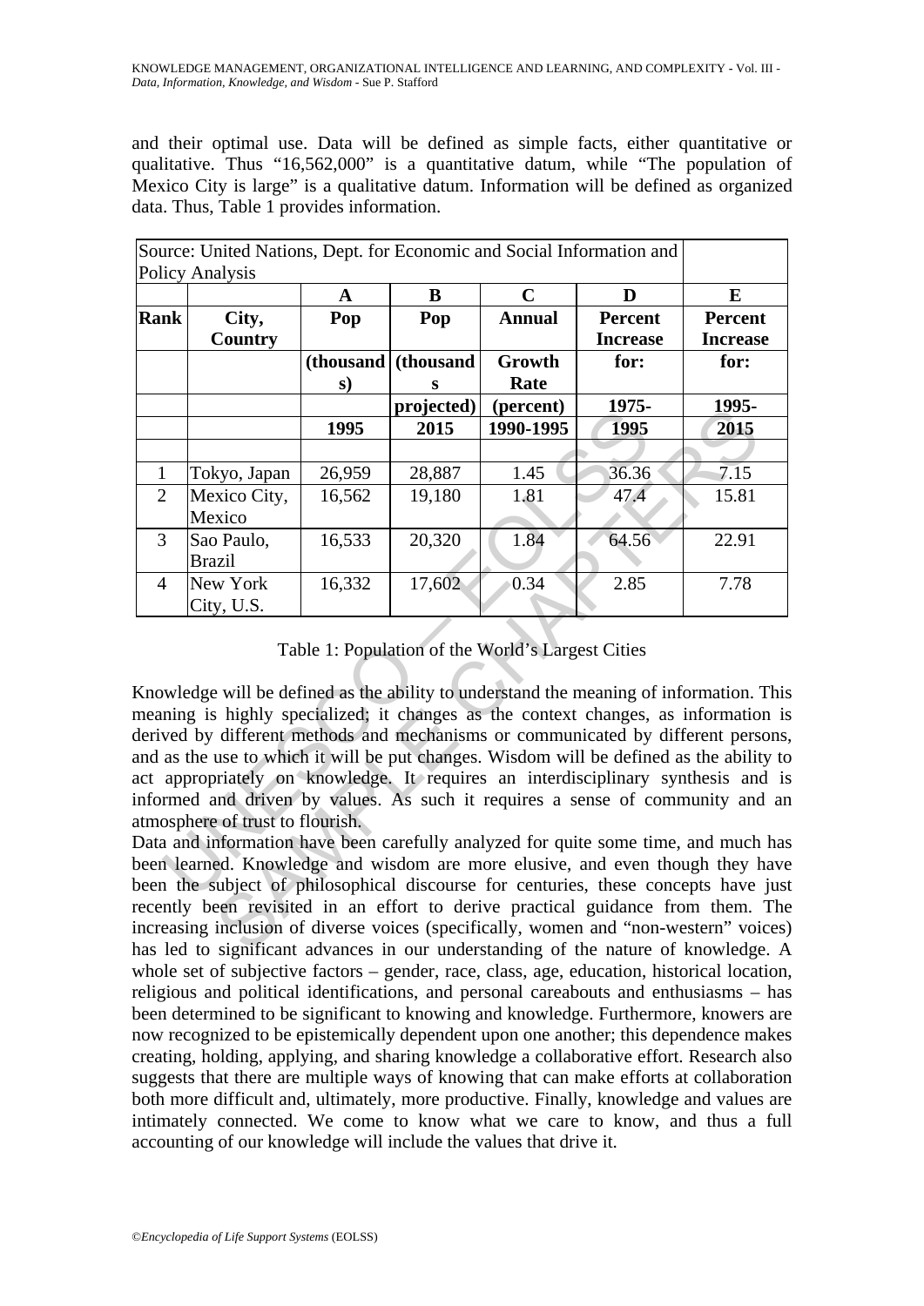and their optimal use. Data will be defined as simple facts, either quantitative or qualitative. Thus "16,562,000" is a quantitative datum, while "The population of Mexico City is large" is a qualitative datum. Information will be defined as organized data. Thus, Table 1 provides information.

| Source: United Nations, Dept. for Economic and Social Information and Policy Analysis | | | | | | |
|---|---|---|---|---|---|---|
| | | A | B | C | D | E |
| Rank | City, Country | Pop | Pop | Annual | Percent Increase | Percent Increase |
| | | (thousands) | (thousands | Growth Rate | for: | for: |
| | | | projected) | (percent) | 1975- | 1995- |
| | | 1995 | 2015 | 1990-1995 | 1995 | 2015 |
| | | | | | | |
| 1 | Tokyo, Japan | 26,959 | 28,887 | 1.45 | 36.36 | 7.15 |
| 2 | Mexico City, Mexico | 16,562 | 19,180 | 1.81 | 47.4 | 15.81 |
| 3 | Sao Paulo, Brazil | 16,533 | 20,320 | 1.84 | 64.56 | 22.91 |
| 4 | New York City, U.S. | 16,332 | 17,602 | 0.34 | 2.85 | 7.78 |

Table 1: Population of the World's Largest Cities

Knowledge will be defined as the ability to understand the meaning of information. This meaning is highly specialized; it changes as the context changes, as information is derived by different methods and mechanisms or communicated by different persons, and as the use to which it will be put changes. Wisdom will be defined as the ability to act appropriately on knowledge. It requires an interdisciplinary synthesis and is informed and driven by values. As such it requires a sense of community and an atmosphere of trust to flourish.

Data and information have been carefully analyzed for quite some time, and much has been learned. Knowledge and wisdom are more elusive, and even though they have been the subject of philosophical discourse for centuries, these concepts have just recently been revisited in an effort to derive practical guidance from them. The increasing inclusion of diverse voices (specifically, women and "non-western" voices) has led to significant advances in our understanding of the nature of knowledge. A whole set of subjective factors – gender, race, class, age, education, historical location, religious and political identifications, and personal careabouts and enthusiasms – has been determined to be significant to knowing and knowledge. Furthermore, knowers are now recognized to be epistemically dependent upon one another; this dependence makes creating, holding, applying, and sharing knowledge a collaborative effort. Research also suggests that there are multiple ways of knowing that can make efforts at collaboration both more difficult and, ultimately, more productive. Finally, knowledge and values are intimately connected. We come to know what we care to know, and thus a full accounting of our knowledge will include the values that drive it.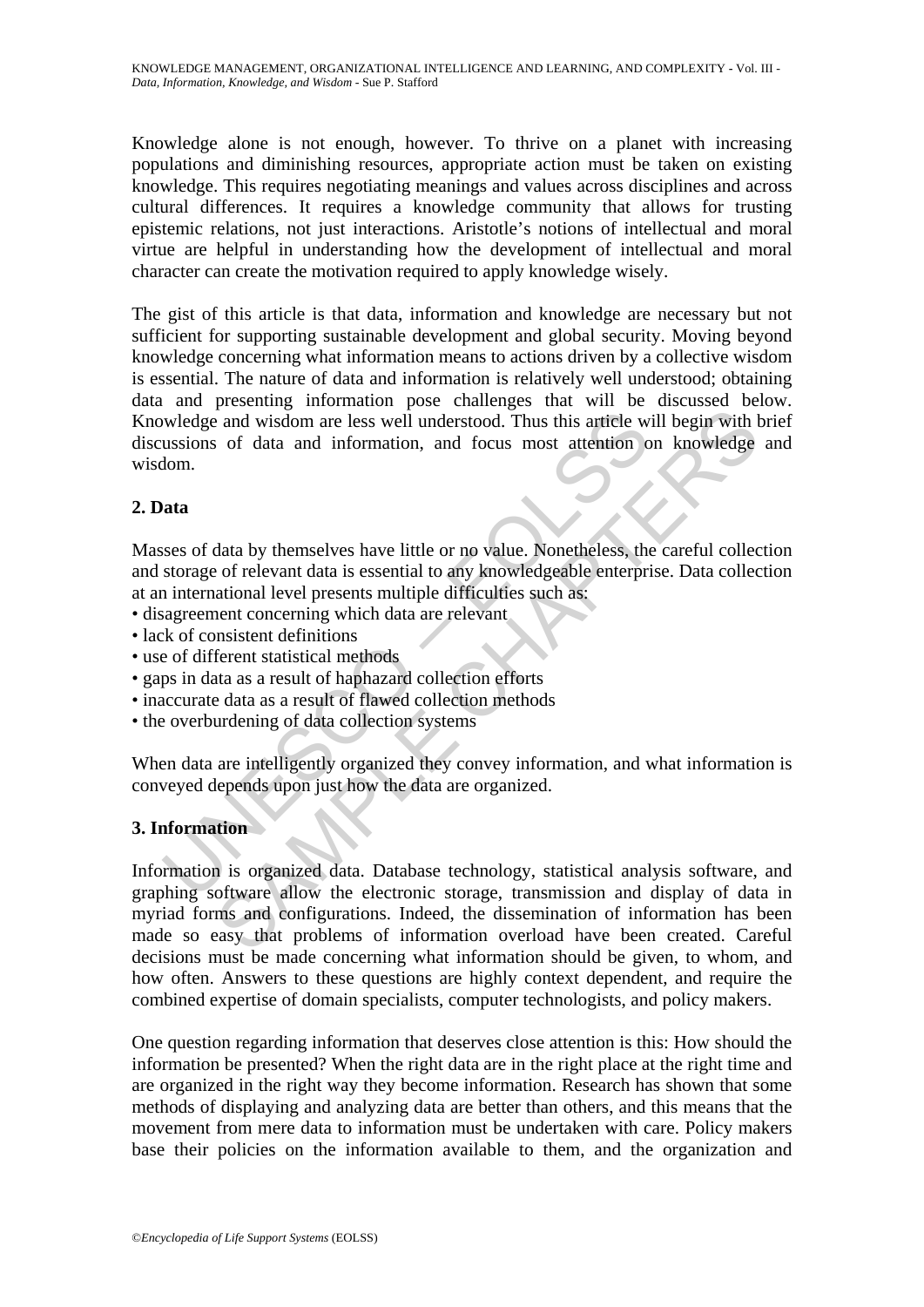Knowledge alone is not enough, however. To thrive on a planet with increasing populations and diminishing resources, appropriate action must be taken on existing knowledge. This requires negotiating meanings and values across disciplines and across cultural differences. It requires a knowledge community that allows for trusting epistemic relations, not just interactions. Aristotle's notions of intellectual and moral virtue are helpful in understanding how the development of intellectual and moral character can create the motivation required to apply knowledge wisely.

The gist of this article is that data, information and knowledge are necessary but not sufficient for supporting sustainable development and global security. Moving beyond knowledge concerning what information means to actions driven by a collective wisdom is essential. The nature of data and information is relatively well understood; obtaining data and presenting information pose challenges that will be discussed below. Knowledge and wisdom are less well understood. Thus this article will begin with brief discussions of data and information, and focus most attention on knowledge and wisdom.

## 2. Data

Masses of data by themselves have little or no value. Nonetheless, the careful collection and storage of relevant data is essential to any knowledgeable enterprise. Data collection at an international level presents multiple difficulties such as:

- disagreement concerning which data are relevant
- lack of consistent definitions
- use of different statistical methods
- gaps in data as a result of haphazard collection efforts
- inaccurate data as a result of flawed collection methods
- the overburdening of data collection systems

When data are intelligently organized they convey information, and what information is conveyed depends upon just how the data are organized.

## 3. Information

Information is organized data. Database technology, statistical analysis software, and graphing software allow the electronic storage, transmission and display of data in myriad forms and configurations. Indeed, the dissemination of information has been made so easy that problems of information overload have been created. Careful decisions must be made concerning what information should be given, to whom, and how often. Answers to these questions are highly context dependent, and require the combined expertise of domain specialists, computer technologists, and policy makers.

One question regarding information that deserves close attention is this: How should the information be presented? When the right data are in the right place at the right time and are organized in the right way they become information. Research has shown that some methods of displaying and analyzing data are better than others, and this means that the movement from mere data to information must be undertaken with care. Policy makers base their policies on the information available to them, and the organization and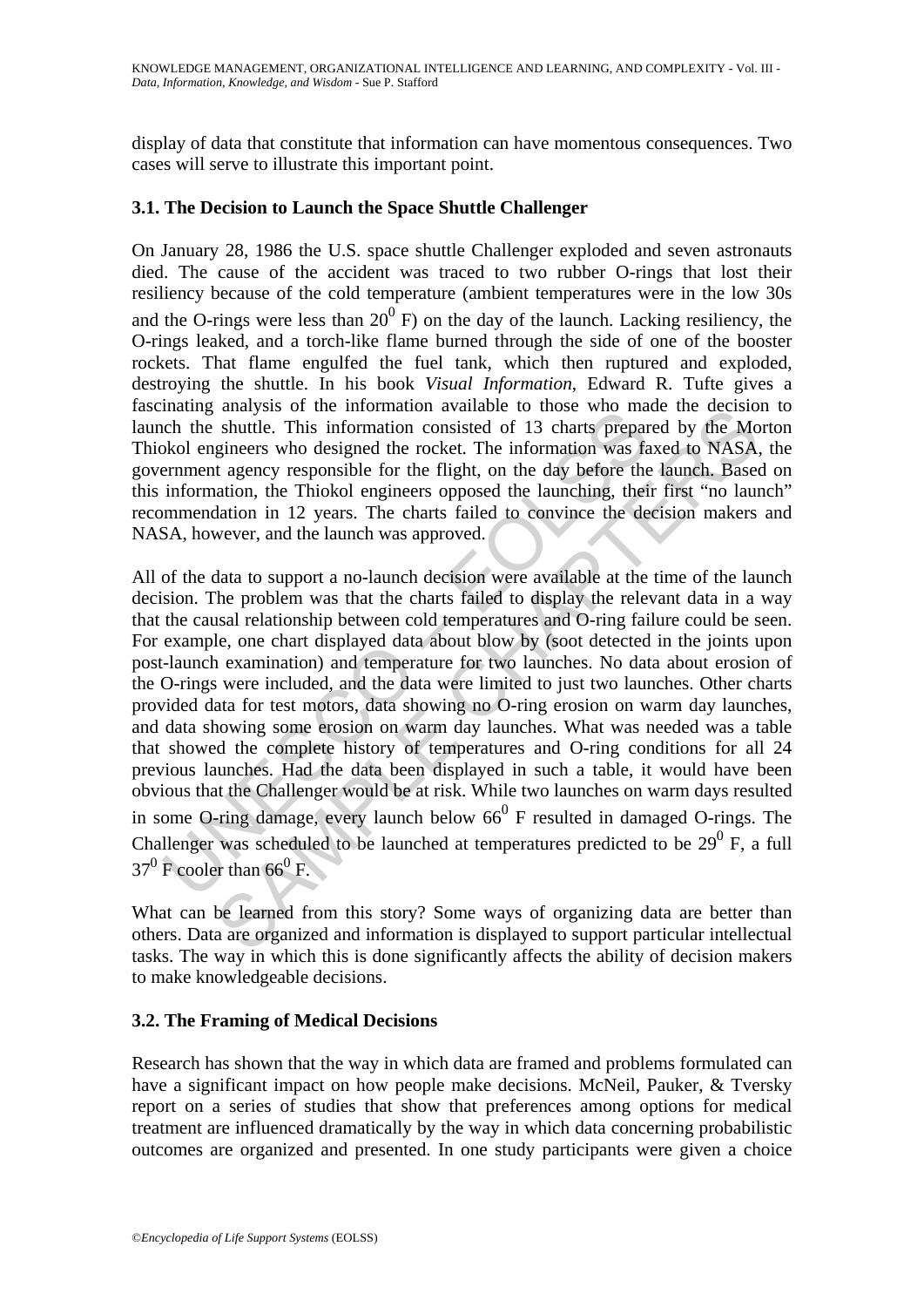display of data that constitute that information can have momentous consequences. Two cases will serve to illustrate this important point.

### 3.1. The Decision to Launch the Space Shuttle Challenger

On January 28, 1986 the U.S. space shuttle Challenger exploded and seven astronauts died. The cause of the accident was traced to two rubber O-rings that lost their resiliency because of the cold temperature (ambient temperatures were in the low 30s and the O-rings were less than $20^0$ F) on the day of the launch. Lacking resiliency, the O-rings leaked, and a torch-like flame burned through the side of one of the booster rockets. That flame engulfed the fuel tank, which then ruptured and exploded, destroying the shuttle. In his book *Visual Information*, Edward R. Tufte gives a fascinating analysis of the information available to those who made the decision to launch the shuttle. This information consisted of 13 charts prepared by the Morton Thiokol engineers who designed the rocket. The information was faxed to NASA, the government agency responsible for the flight, on the day before the launch. Based on this information, the Thiokol engineers opposed the launching, their first "no launch" recommendation in 12 years. The charts failed to convince the decision makers and NASA, however, and the launch was approved.

All of the data to support a no-launch decision were available at the time of the launch decision. The problem was that the charts failed to display the relevant data in a way that the causal relationship between cold temperatures and O-ring failure could be seen. For example, one chart displayed data about blow by (soot detected in the joints upon post-launch examination) and temperature for two launches. No data about erosion of the O-rings were included, and the data were limited to just two launches. Other charts provided data for test motors, data showing no O-ring erosion on warm day launches, and data showing some erosion on warm day launches. What was needed was a table that showed the complete history of temperatures and O-ring conditions for all 24 previous launches. Had the data been displayed in such a table, it would have been obvious that the Challenger would be at risk. While two launches on warm days resulted in some O-ring damage, every launch below $66^0$ F resulted in damaged O-rings. The Challenger was scheduled to be launched at temperatures predicted to be $29^0$ F, a full $37^0$ F cooler than $66^0$ F.

What can be learned from this story? Some ways of organizing data are better than others. Data are organized and information is displayed to support particular intellectual tasks. The way in which this is done significantly affects the ability of decision makers to make knowledgeable decisions.

### 3.2. The Framing of Medical Decisions

Research has shown that the way in which data are framed and problems formulated can have a significant impact on how people make decisions. McNeil, Pauker, & Tversky report on a series of studies that show that preferences among options for medical treatment are influenced dramatically by the way in which data concerning probabilistic outcomes are organized and presented. In one study participants were given a choice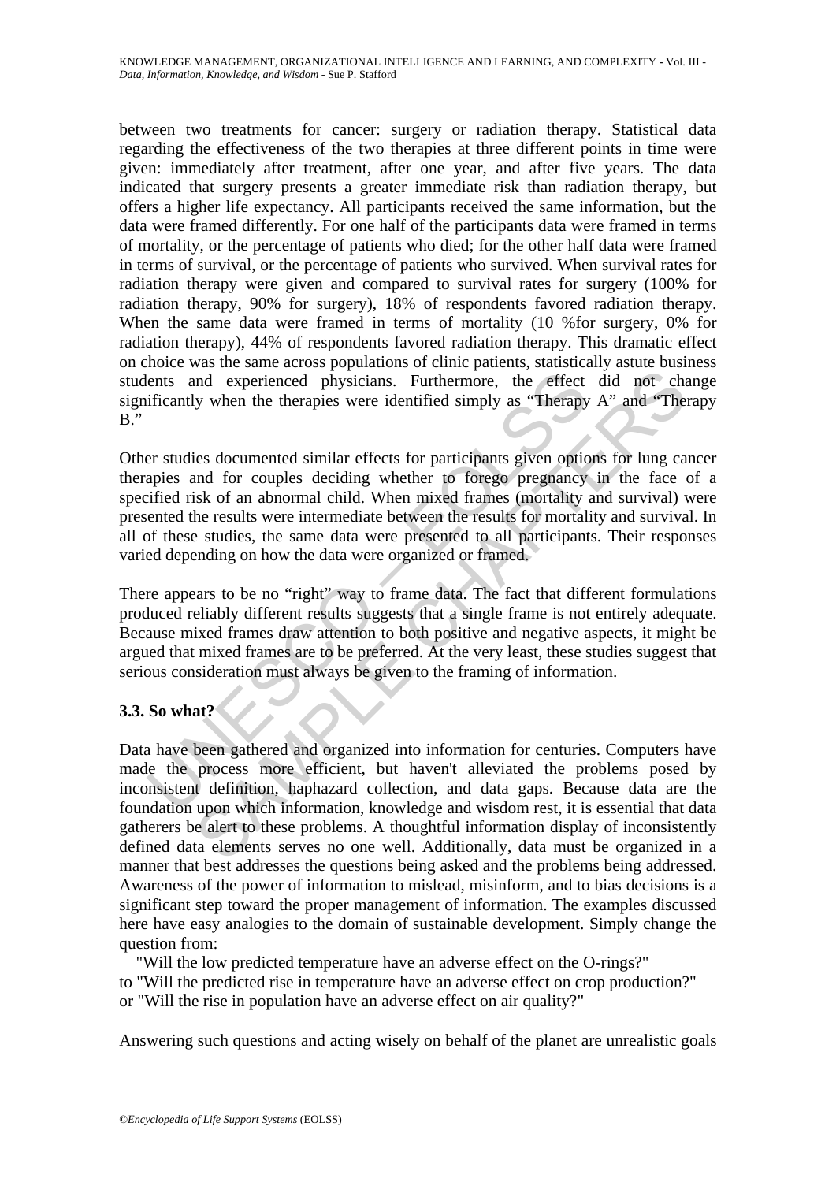between two treatments for cancer: surgery or radiation therapy. Statistical data regarding the effectiveness of the two therapies at three different points in time were given: immediately after treatment, after one year, and after five years. The data indicated that surgery presents a greater immediate risk than radiation therapy, but offers a higher life expectancy. All participants received the same information, but the data were framed differently. For one half of the participants data were framed in terms of mortality, or the percentage of patients who died; for the other half data were framed in terms of survival, or the percentage of patients who survived. When survival rates for radiation therapy were given and compared to survival rates for surgery (100% for radiation therapy, 90% for surgery), 18% of respondents favored radiation therapy. When the same data were framed in terms of mortality (10 %for surgery, 0% for radiation therapy), 44% of respondents favored radiation therapy. This dramatic effect on choice was the same across populations of clinic patients, statistically astute business students and experienced physicians. Furthermore, the effect did not change significantly when the therapies were identified simply as "Therapy A" and "Therapy B."

Other studies documented similar effects for participants given options for lung cancer therapies and for couples deciding whether to forego pregnancy in the face of a specified risk of an abnormal child. When mixed frames (mortality and survival) were presented the results were intermediate between the results for mortality and survival. In all of these studies, the same data were presented to all participants. Their responses varied depending on how the data were organized or framed.

There appears to be no "right" way to frame data. The fact that different formulations produced reliably different results suggests that a single frame is not entirely adequate. Because mixed frames draw attention to both positive and negative aspects, it might be argued that mixed frames are to be preferred. At the very least, these studies suggest that serious consideration must always be given to the framing of information.

### 3.3. So what?

Data have been gathered and organized into information for centuries. Computers have made the process more efficient, but haven't alleviated the problems posed by inconsistent definition, haphazard collection, and data gaps. Because data are the foundation upon which information, knowledge and wisdom rest, it is essential that data gatherers be alert to these problems. A thoughtful information display of inconsistently defined data elements serves no one well. Additionally, data must be organized in a manner that best addresses the questions being asked and the problems being addressed. Awareness of the power of information to mislead, misinform, and to bias decisions is a significant step toward the proper management of information. The examples discussed here have easy analogies to the domain of sustainable development. Simply change the question from:

"Will the low predicted temperature have an adverse effect on the O-rings?"
to "Will the predicted rise in temperature have an adverse effect on crop production?"
or "Will the rise in population have an adverse effect on air quality?"

Answering such questions and acting wisely on behalf of the planet are unrealistic goals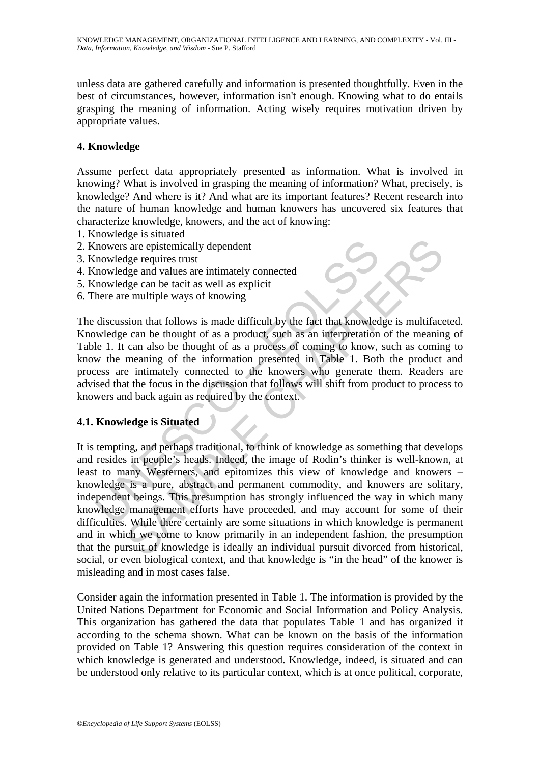unless data are gathered carefully and information is presented thoughtfully. Even in the best of circumstances, however, information isn't enough. Knowing what to do entails grasping the meaning of information. Acting wisely requires motivation driven by appropriate values.

## 4. Knowledge

Assume perfect data appropriately presented as information. What is involved in knowing? What is involved in grasping the meaning of information? What, precisely, is knowledge? And where is it? And what are its important features? Recent research into the nature of human knowledge and human knowers has uncovered six features that characterize knowledge, knowers, and the act of knowing:

1. Knowledge is situated
2. Knowers are epistemically dependent
3. Knowledge requires trust
4. Knowledge and values are intimately connected
5. Knowledge can be tacit as well as explicit
6. There are multiple ways of knowing

The discussion that follows is made difficult by the fact that knowledge is multifaceted. Knowledge can be thought of as a product, such as an interpretation of the meaning of Table 1. It can also be thought of as a process of coming to know, such as coming to know the meaning of the information presented in Table 1. Both the product and process are intimately connected to the knowers who generate them. Readers are advised that the focus in the discussion that follows will shift from product to process to knowers and back again as required by the context.

### 4.1. Knowledge is Situated

It is tempting, and perhaps traditional, to think of knowledge as something that develops and resides in people's heads. Indeed, the image of Rodin's thinker is well-known, at least to many Westerners, and epitomizes this view of knowledge and knowers – knowledge is a pure, abstract and permanent commodity, and knowers are solitary, independent beings. This presumption has strongly influenced the way in which many knowledge management efforts have proceeded, and may account for some of their difficulties. While there certainly are some situations in which knowledge is permanent and in which we come to know primarily in an independent fashion, the presumption that the pursuit of knowledge is ideally an individual pursuit divorced from historical, social, or even biological context, and that knowledge is "in the head" of the knower is misleading and in most cases false.

Consider again the information presented in Table 1. The information is provided by the United Nations Department for Economic and Social Information and Policy Analysis. This organization has gathered the data that populates Table 1 and has organized it according to the schema shown. What can be known on the basis of the information provided on Table 1? Answering this question requires consideration of the context in which knowledge is generated and understood. Knowledge, indeed, is situated and can be understood only relative to its particular context, which is at once political, corporate,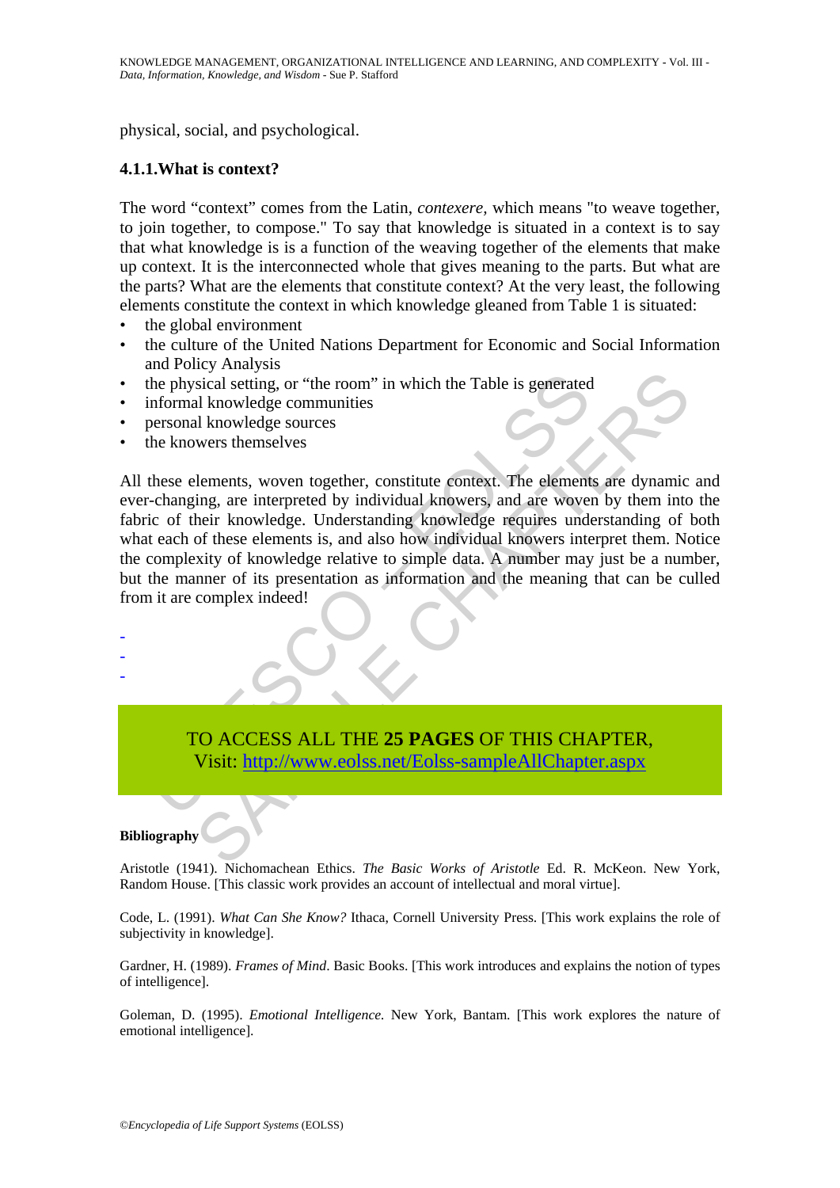physical, social, and psychological.

### 4.1.1. What is context?

The word "context" comes from the Latin, *contexere*, which means "to weave together, to join together, to compose." To say that knowledge is situated in a context is to say that what knowledge is is a function of the weaving together of the elements that make up context. It is the interconnected whole that gives meaning to the parts. But what are the parts? What are the elements that constitute context? At the very least, the following elements constitute the context in which knowledge gleaned from Table 1 is situated:

- the global environment
- the culture of the United Nations Department for Economic and Social Information and Policy Analysis
- the physical setting, or "the room" in which the Table is generated
- informal knowledge communities
- personal knowledge sources
- the knowers themselves

All these elements, woven together, constitute context. The elements are dynamic and ever-changing, are interpreted by individual knowers, and are woven by them into the fabric of their knowledge. Understanding knowledge requires understanding of both what each of these elements is, and also how individual knowers interpret them. Notice the complexity of knowledge relative to simple data. A number may just be a number, but the manner of its presentation as information and the meaning that can be culled from it are complex indeed!

-
-
-

TO ACCESS ALL THE **25 PAGES** OF THIS CHAPTER,
Visit: http://www.eolss.net/Eolss-sampleAllChapter.aspx

**Bibliography**

Aristotle (1941). Nichomachean Ethics. *The Basic Works of Aristotle* Ed. R. McKeon. New York, Random House. [This classic work provides an account of intellectual and moral virtue].

Code, L. (1991). *What Can She Know?* Ithaca, Cornell University Press. [This work explains the role of subjectivity in knowledge].

Gardner, H. (1989). *Frames of Mind*. Basic Books. [This work introduces and explains the notion of types of intelligence].

Goleman, D. (1995). *Emotional Intelligence.* New York, Bantam. [This work explores the nature of emotional intelligence].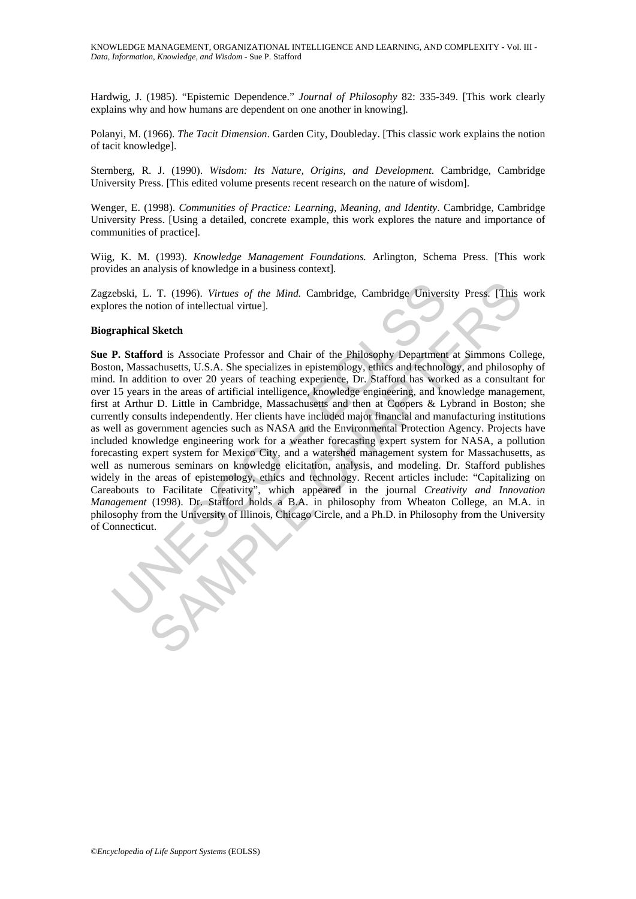Hardwig, J. (1985). "Epistemic Dependence." *Journal of Philosophy* 82: 335-349. [This work clearly explains why and how humans are dependent on one another in knowing].

Polanyi, M. (1966). *The Tacit Dimension*. Garden City, Doubleday. [This classic work explains the notion of tacit knowledge].

Sternberg, R. J. (1990). *Wisdom: Its Nature, Origins, and Development*. Cambridge, Cambridge University Press. [This edited volume presents recent research on the nature of wisdom].

Wenger, E. (1998). *Communities of Practice: Learning, Meaning, and Identity*. Cambridge, Cambridge University Press. [Using a detailed, concrete example, this work explores the nature and importance of communities of practice].

Wiig, K. M. (1993). *Knowledge Management Foundations.* Arlington, Schema Press. [This work provides an analysis of knowledge in a business context].

Zagzebski, L. T. (1996). *Virtues of the Mind.* Cambridge, Cambridge University Press. [This work explores the notion of intellectual virtue].

**Biographical Sketch**

**Sue P. Stafford** is Associate Professor and Chair of the Philosophy Department at Simmons College, Boston, Massachusetts, U.S.A. She specializes in epistemology, ethics and technology, and philosophy of mind. In addition to over 20 years of teaching experience, Dr. Stafford has worked as a consultant for over 15 years in the areas of artificial intelligence, knowledge engineering, and knowledge management, first at Arthur D. Little in Cambridge, Massachusetts and then at Coopers & Lybrand in Boston; she currently consults independently. Her clients have included major financial and manufacturing institutions as well as government agencies such as NASA and the Environmental Protection Agency. Projects have included knowledge engineering work for a weather forecasting expert system for NASA, a pollution forecasting expert system for Mexico City, and a watershed management system for Massachusetts, as well as numerous seminars on knowledge elicitation, analysis, and modeling. Dr. Stafford publishes widely in the areas of epistemology, ethics and technology. Recent articles include: "Capitalizing on Careabouts to Facilitate Creativity", which appeared in the journal *Creativity and Innovation Management* (1998). Dr. Stafford holds a B.A. in philosophy from Wheaton College, an M.A. in philosophy from the University of Illinois, Chicago Circle, and a Ph.D. in Philosophy from the University of Connecticut.